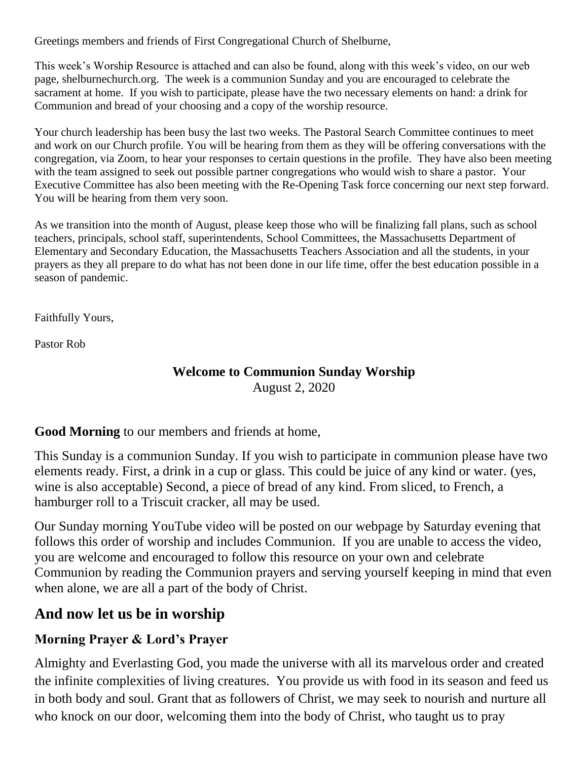Greetings members and friends of First Congregational Church of Shelburne,

This week's Worship Resource is attached and can also be found, along with this week's video, on our web page, shelburnechurch.org. The week is a communion Sunday and you are encouraged to celebrate the sacrament at home. If you wish to participate, please have the two necessary elements on hand: a drink for Communion and bread of your choosing and a copy of the worship resource.

Your church leadership has been busy the last two weeks. The Pastoral Search Committee continues to meet and work on our Church profile. You will be hearing from them as they will be offering conversations with the congregation, via Zoom, to hear your responses to certain questions in the profile. They have also been meeting with the team assigned to seek out possible partner congregations who would wish to share a pastor. Your Executive Committee has also been meeting with the Re-Opening Task force concerning our next step forward. You will be hearing from them very soon.

As we transition into the month of August, please keep those who will be finalizing fall plans, such as school teachers, principals, school staff, superintendents, School Committees, the Massachusetts Department of Elementary and Secondary Education, the Massachusetts Teachers Association and all the students, in your prayers as they all prepare to do what has not been done in our life time, offer the best education possible in a season of pandemic.

Faithfully Yours,

Pastor Rob

**Welcome to Communion Sunday Worship**

August 2, 2020

**Good Morning** to our members and friends at home,

This Sunday is a communion Sunday. If you wish to participate in communion please have two elements ready. First, a drink in a cup or glass. This could be juice of any kind or water. (yes, wine is also acceptable) Second, a piece of bread of any kind. From sliced, to French, a hamburger roll to a Triscuit cracker, all may be used.

Our Sunday morning YouTube video will be posted on our webpage by Saturday evening that follows this order of worship and includes Communion. If you are unable to access the video, you are welcome and encouraged to follow this resource on your own and celebrate Communion by reading the Communion prayers and serving yourself keeping in mind that even when alone, we are all a part of the body of Christ.

## And now let us be in worship

### Morning Prayer & Lord's Prayer

Almighty and Everlasting God, you made the universe with all its marvelous order and created the infinite complexities of living creatures. You provide us with food in its season and feed us in both body and soul. Grant that as followers of Christ, we may seek to nourish and nurture all who knock on our door, welcoming them into the body of Christ, who taught us to pray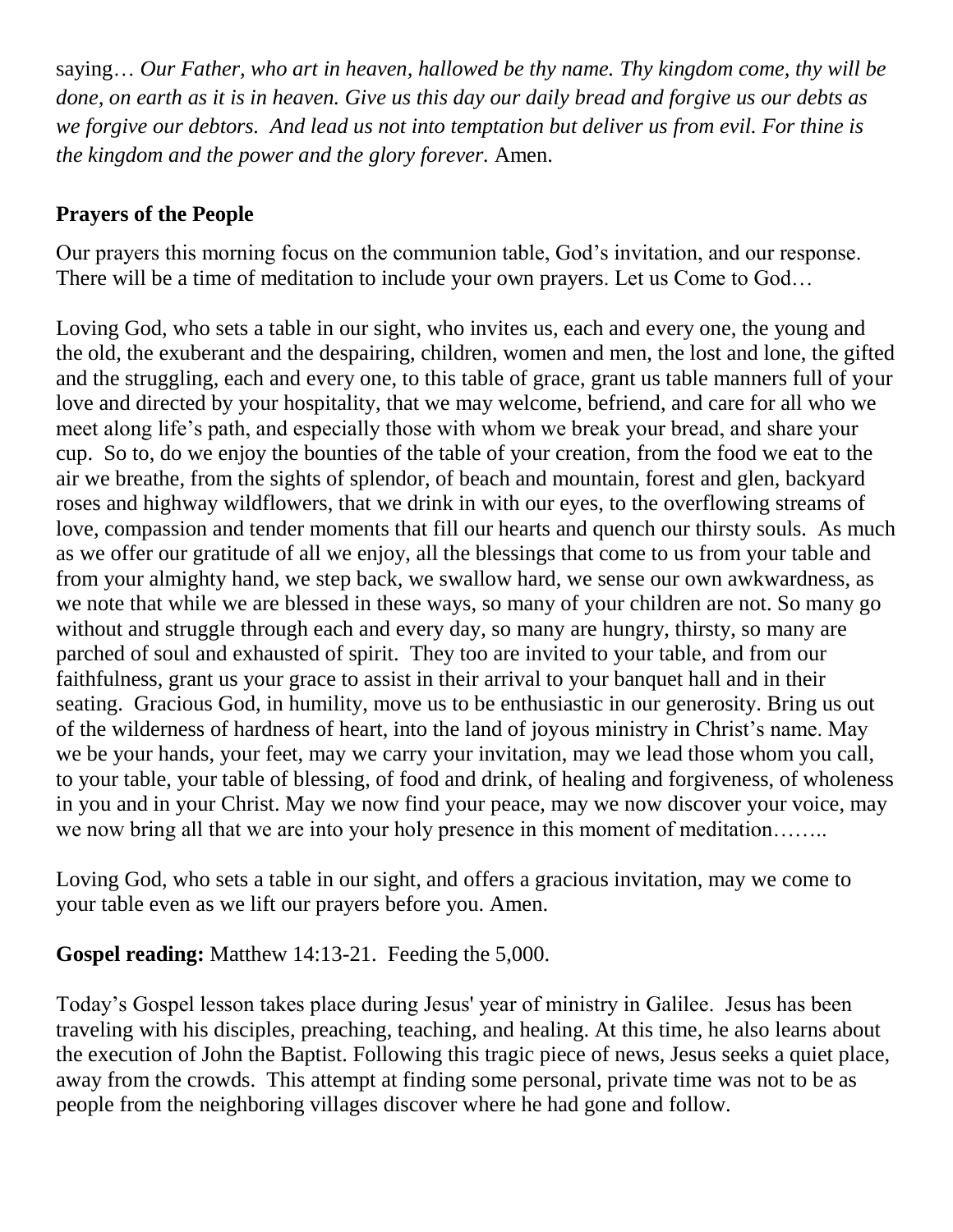saying… *Our Father, who art in heaven, hallowed be thy name. Thy kingdom come, thy will be done, on earth as it is in heaven. Give us this day our daily bread and forgive us our debts as we forgive our debtors. And lead us not into temptation but deliver us from evil. For thine is the kingdom and the power and the glory forever.* Amen.

**Prayers of the People**

Our prayers this morning focus on the communion table, God's invitation, and our response. There will be a time of meditation to include your own prayers. Let us Come to God…

Loving God, who sets a table in our sight, who invites us, each and every one, the young and the old, the exuberant and the despairing, children, women and men, the lost and lone, the gifted and the struggling, each and every one, to this table of grace, grant us table manners full of your love and directed by your hospitality, that we may welcome, befriend, and care for all who we meet along life's path, and especially those with whom we break your bread, and share your cup. So to, do we enjoy the bounties of the table of your creation, from the food we eat to the air we breathe, from the sights of splendor, of beach and mountain, forest and glen, backyard roses and highway wildflowers, that we drink in with our eyes, to the overflowing streams of love, compassion and tender moments that fill our hearts and quench our thirsty souls. As much as we offer our gratitude of all we enjoy, all the blessings that come to us from your table and from your almighty hand, we step back, we swallow hard, we sense our own awkwardness, as we note that while we are blessed in these ways, so many of your children are not. So many go without and struggle through each and every day, so many are hungry, thirsty, so many are parched of soul and exhausted of spirit. They too are invited to your table, and from our faithfulness, grant us your grace to assist in their arrival to your banquet hall and in their seating. Gracious God, in humility, move us to be enthusiastic in our generosity. Bring us out of the wilderness of hardness of heart, into the land of joyous ministry in Christ's name. May we be your hands, your feet, may we carry your invitation, may we lead those whom you call, to your table, your table of blessing, of food and drink, of healing and forgiveness, of wholeness in you and in your Christ. May we now find your peace, may we now discover your voice, may we now bring all that we are into your holy presence in this moment of meditation……..

Loving God, who sets a table in our sight, and offers a gracious invitation, may we come to your table even as we lift our prayers before you. Amen.

**Gospel reading:** Matthew 14:13-21. Feeding the 5,000.

Today's Gospel lesson takes place during Jesus' year of ministry in Galilee. Jesus has been traveling with his disciples, preaching, teaching, and healing. At this time, he also learns about the execution of John the Baptist. Following this tragic piece of news, Jesus seeks a quiet place, away from the crowds. This attempt at finding some personal, private time was not to be as people from the neighboring villages discover where he had gone and follow.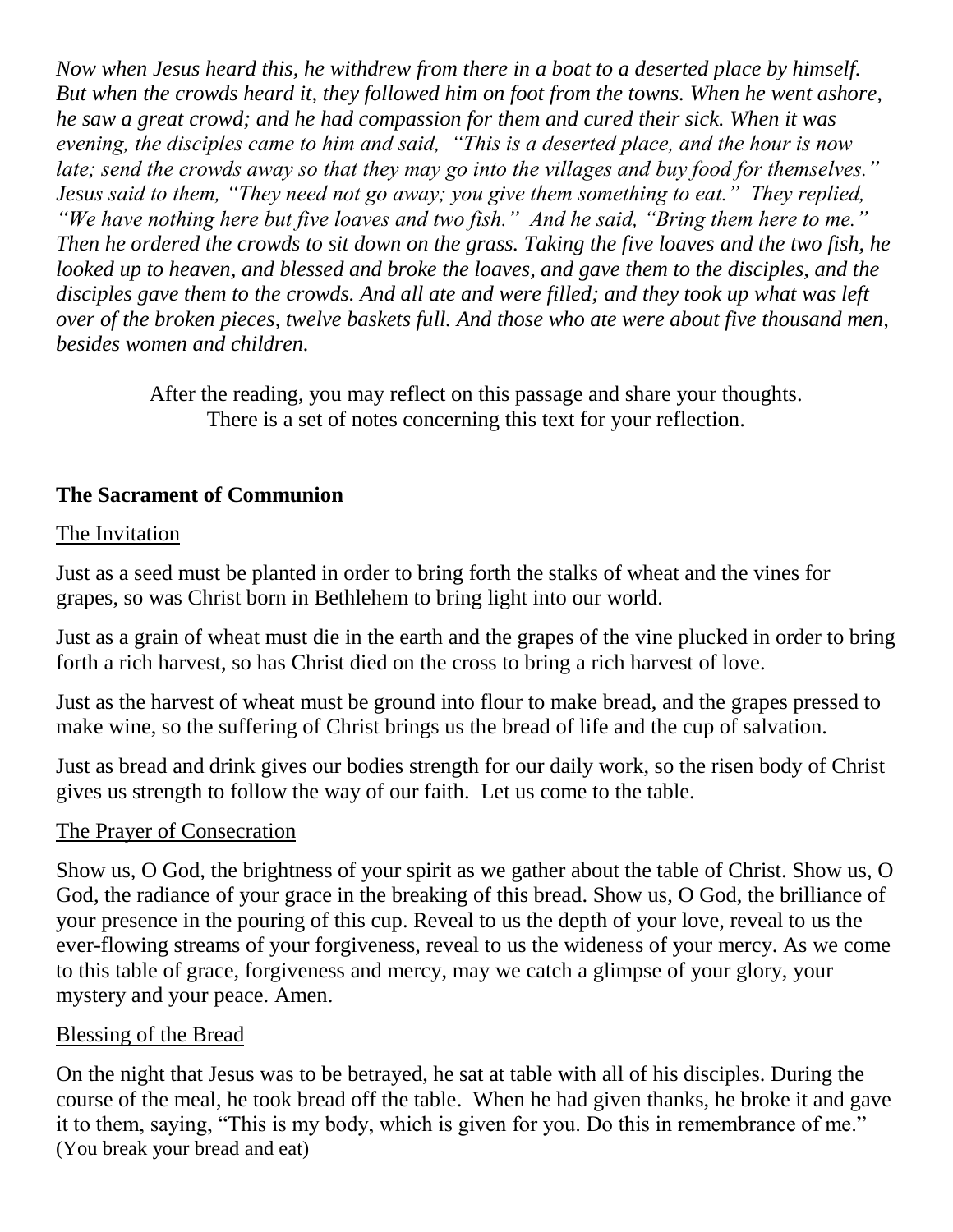*Now when Jesus heard this, he withdrew from there in a boat to a deserted place by himself. But when the crowds heard it, they followed him on foot from the towns. When he went ashore, he saw a great crowd; and he had compassion for them and cured their sick. When it was evening, the disciples came to him and said, "This is a deserted place, and the hour is now late; send the crowds away so that they may go into the villages and buy food for themselves." Jesus said to them, "They need not go away; you give them something to eat." They replied, "We have nothing here but five loaves and two fish." And he said, "Bring them here to me." Then he ordered the crowds to sit down on the grass. Taking the five loaves and the two fish, he looked up to heaven, and blessed and broke the loaves, and gave them to the disciples, and the disciples gave them to the crowds. And all ate and were filled; and they took up what was left over of the broken pieces, twelve baskets full. And those who ate were about five thousand men, besides women and children.*

After the reading, you may reflect on this passage and share your thoughts.
There is a set of notes concerning this text for your reflection.

**The Sacrament of Communion**

<u>The Invitation</u>

Just as a seed must be planted in order to bring forth the stalks of wheat and the vines for grapes, so was Christ born in Bethlehem to bring light into our world.

Just as a grain of wheat must die in the earth and the grapes of the vine plucked in order to bring forth a rich harvest, so has Christ died on the cross to bring a rich harvest of love.

Just as the harvest of wheat must be ground into flour to make bread, and the grapes pressed to make wine, so the suffering of Christ brings us the bread of life and the cup of salvation.

Just as bread and drink gives our bodies strength for our daily work, so the risen body of Christ gives us strength to follow the way of our faith. Let us come to the table.

<u>The Prayer of Consecration</u>

Show us, O God, the brightness of your spirit as we gather about the table of Christ. Show us, O God, the radiance of your grace in the breaking of this bread. Show us, O God, the brilliance of your presence in the pouring of this cup. Reveal to us the depth of your love, reveal to us the ever-flowing streams of your forgiveness, reveal to us the wideness of your mercy. As we come to this table of grace, forgiveness and mercy, may we catch a glimpse of your glory, your mystery and your peace. Amen.

<u>Blessing of the Bread</u>

On the night that Jesus was to be betrayed, he sat at table with all of his disciples. During the course of the meal, he took bread off the table. When he had given thanks, he broke it and gave it to them, saying, "This is my body, which is given for you. Do this in remembrance of me."
(You break your bread and eat)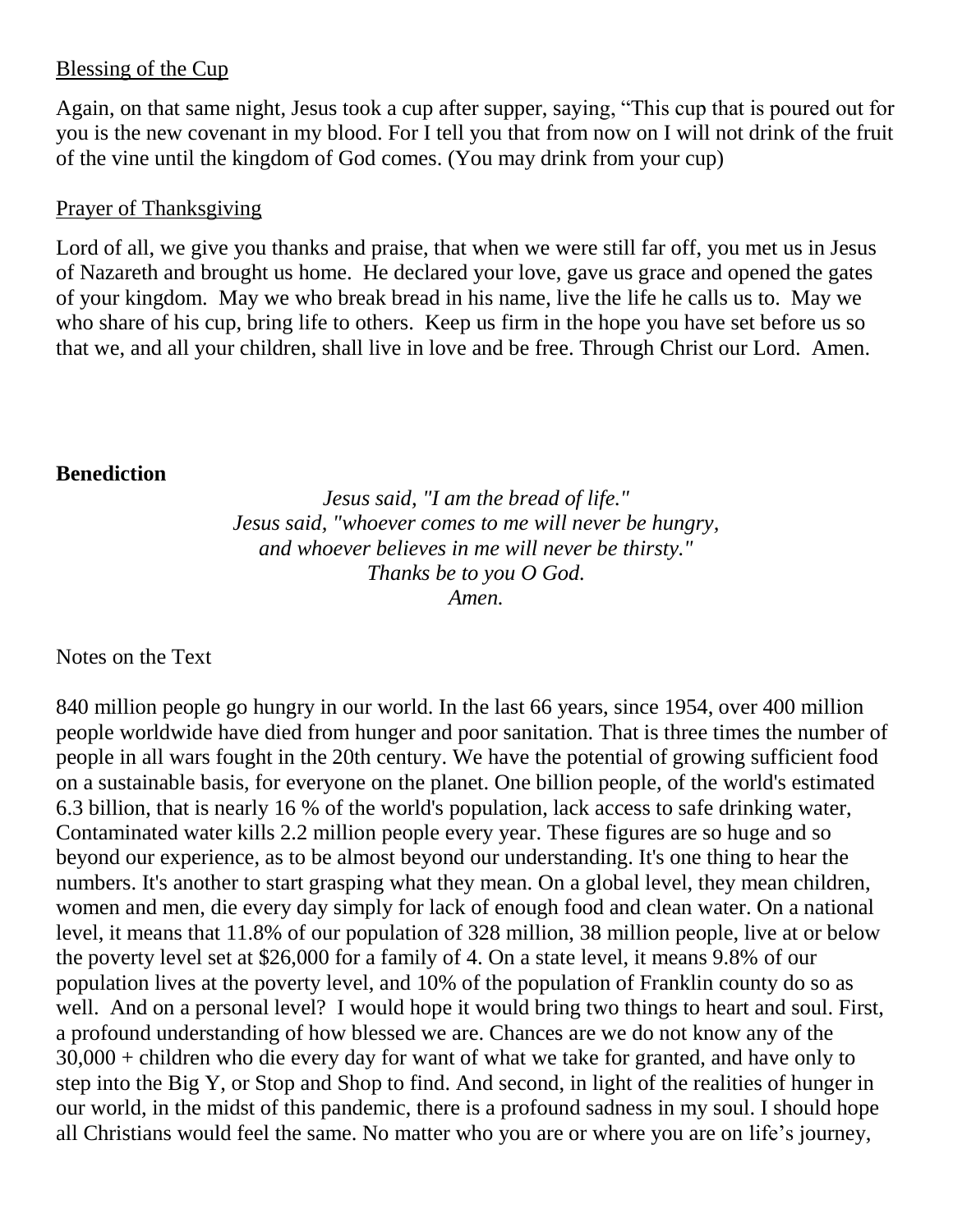Blessing of the Cup

Again, on that same night, Jesus took a cup after supper, saying, “This cup that is poured out for you is the new covenant in my blood. For I tell you that from now on I will not drink of the fruit of the vine until the kingdom of God comes. (You may drink from your cup)

Prayer of Thanksgiving

Lord of all, we give you thanks and praise, that when we were still far off, you met us in Jesus of Nazareth and brought us home. He declared your love, gave us grace and opened the gates of your kingdom. May we who break bread in his name, live the life he calls us to. May we who share of his cup, bring life to others. Keep us firm in the hope you have set before us so that we, and all your children, shall live in love and be free. Through Christ our Lord. Amen.

**Benediction**

*Jesus said, "I am the bread of life."*
*Jesus said, "whoever comes to me will never be hungry,*
*and whoever believes in me will never be thirsty."*
*Thanks be to you O God.*
*Amen.*

Notes on the Text

840 million people go hungry in our world. In the last 66 years, since 1954, over 400 million people worldwide have died from hunger and poor sanitation. That is three times the number of people in all wars fought in the 20th century. We have the potential of growing sufficient food on a sustainable basis, for everyone on the planet. One billion people, of the world's estimated 6.3 billion, that is nearly 16 % of the world's population, lack access to safe drinking water, Contaminated water kills 2.2 million people every year. These figures are so huge and so beyond our experience, as to be almost beyond our understanding. It's one thing to hear the numbers. It's another to start grasping what they mean. On a global level, they mean children, women and men, die every day simply for lack of enough food and clean water. On a national level, it means that 11.8% of our population of 328 million, 38 million people, live at or below the poverty level set at $26,000 for a family of 4. On a state level, it means 9.8% of our population lives at the poverty level, and 10% of the population of Franklin county do so as well. And on a personal level? I would hope it would bring two things to heart and soul. First, a profound understanding of how blessed we are. Chances are we do not know any of the 30,000 + children who die every day for want of what we take for granted, and have only to step into the Big Y, or Stop and Shop to find. And second, in light of the realities of hunger in our world, in the midst of this pandemic, there is a profound sadness in my soul. I should hope all Christians would feel the same. No matter who you are or where you are on life’s journey,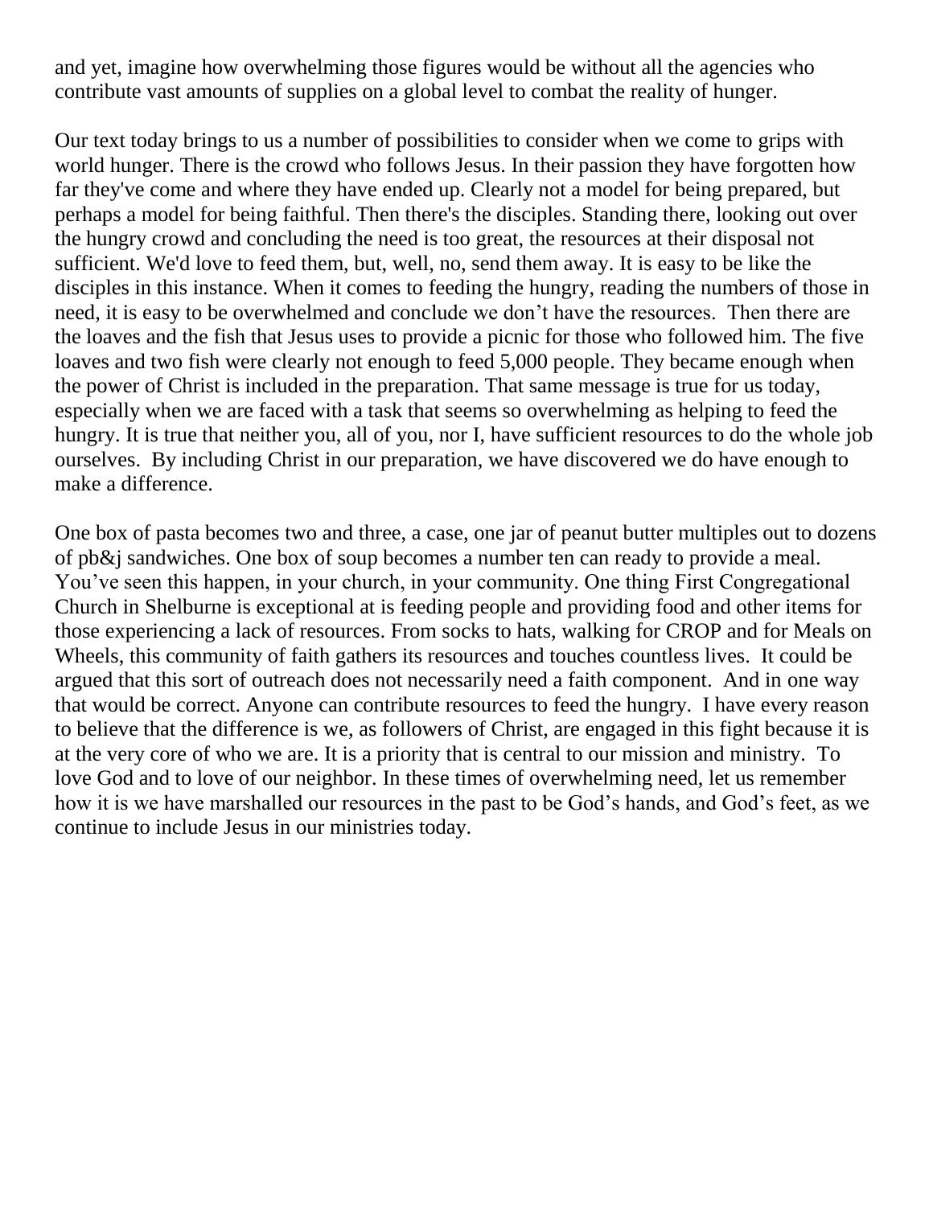and yet, imagine how overwhelming those figures would be without all the agencies who contribute vast amounts of supplies on a global level to combat the reality of hunger.

Our text today brings to us a number of possibilities to consider when we come to grips with world hunger. There is the crowd who follows Jesus. In their passion they have forgotten how far they've come and where they have ended up. Clearly not a model for being prepared, but perhaps a model for being faithful. Then there's the disciples. Standing there, looking out over the hungry crowd and concluding the need is too great, the resources at their disposal not sufficient. We'd love to feed them, but, well, no, send them away. It is easy to be like the disciples in this instance. When it comes to feeding the hungry, reading the numbers of those in need, it is easy to be overwhelmed and conclude we don't have the resources. Then there are the loaves and the fish that Jesus uses to provide a picnic for those who followed him. The five loaves and two fish were clearly not enough to feed 5,000 people. They became enough when the power of Christ is included in the preparation. That same message is true for us today, especially when we are faced with a task that seems so overwhelming as helping to feed the hungry. It is true that neither you, all of you, nor I, have sufficient resources to do the whole job ourselves. By including Christ in our preparation, we have discovered we do have enough to make a difference.

One box of pasta becomes two and three, a case, one jar of peanut butter multiples out to dozens of pb&j sandwiches. One box of soup becomes a number ten can ready to provide a meal. You've seen this happen, in your church, in your community. One thing First Congregational Church in Shelburne is exceptional at is feeding people and providing food and other items for those experiencing a lack of resources. From socks to hats, walking for CROP and for Meals on Wheels, this community of faith gathers its resources and touches countless lives. It could be argued that this sort of outreach does not necessarily need a faith component. And in one way that would be correct. Anyone can contribute resources to feed the hungry. I have every reason to believe that the difference is we, as followers of Christ, are engaged in this fight because it is at the very core of who we are. It is a priority that is central to our mission and ministry. To love God and to love of our neighbor. In these times of overwhelming need, let us remember how it is we have marshalled our resources in the past to be God's hands, and God's feet, as we continue to include Jesus in our ministries today.